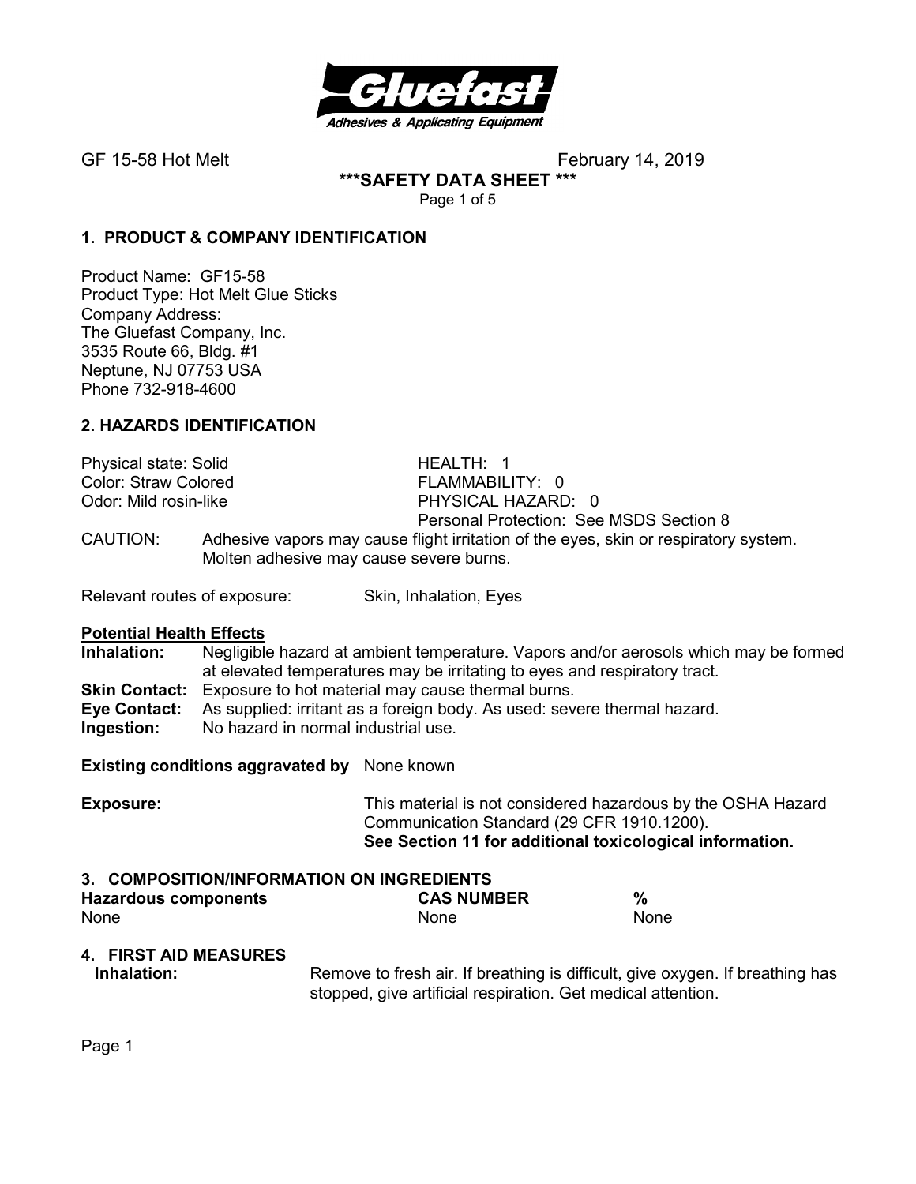GF 15-58 Hot Melt February 14, 2019

**\*\*\*SAFETY DATA SHEET \*\*\***

## 1. PRODUCT & COMPANY IDENTIFICATION

Product Name: GF15-58
Product Type: Hot Melt Glue Sticks
Company Address:
The Gluefast Company, Inc.
3535 Route 66, Bldg. #1
Neptune, NJ 07753 USA
Phone 732-918-4600

## 2. HAZARDS IDENTIFICATION

| | |
|---|---|
| Physical state: Solid | HEALTH: 1 |
| Color: Straw Colored | FLAMMABILITY: 0 |
| Odor: Mild rosin-like | PHYSICAL HAZARD: 0 |
| | Personal Protection: See MSDS Section 8 |

CAUTION: Adhesive vapors may cause flight irritation of the eyes, skin or respiratory system. Molten adhesive may cause severe burns.

Relevant routes of exposure: Skin, Inhalation, Eyes

**Potential Health Effects**

**Inhalation:** Negligible hazard at ambient temperature. Vapors and/or aerosols which may be formed at elevated temperatures may be irritating to eyes and respiratory tract.
**Skin Contact:** Exposure to hot material may cause thermal burns.
**Eye Contact:** As supplied: irritant as a foreign body. As used: severe thermal hazard.
**Ingestion:** No hazard in normal industrial use.

**Existing conditions aggravated by** None known

**Exposure:** This material is not considered hazardous by the OSHA Hazard Communication Standard (29 CFR 1910.1200).
**See Section 11 for additional toxicological information.**

## 3. COMPOSITION/INFORMATION ON INGREDIENTS

| Hazardous components | CAS NUMBER | % |
|---|---|---|
| None | None | None |

## 4. FIRST AID MEASURES

**Inhalation:** Remove to fresh air. If breathing is difficult, give oxygen. If breathing has stopped, give artificial respiration. Get medical attention.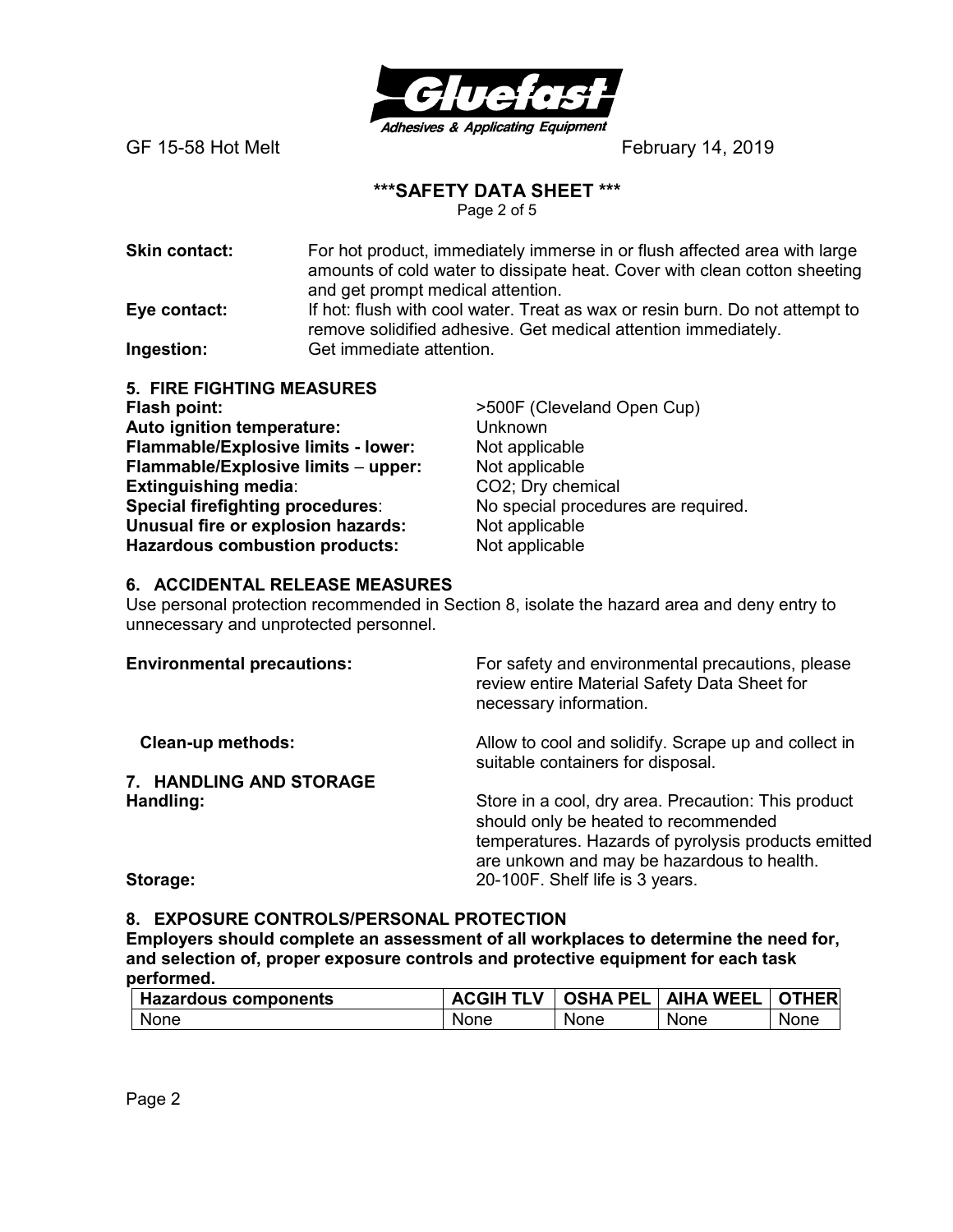**Skin contact:** For hot product, immediately immerse in or flush affected area with large amounts of cold water to dissipate heat. Cover with clean cotton sheeting and get prompt medical attention.

**Eye contact:** If hot: flush with cool water. Treat as wax or resin burn. Do not attempt to remove solidified adhesive. Get medical attention immediately.

**Ingestion:** Get immediate attention.

## 5. FIRE FIGHTING MEASURES

**Flash point:** >500F (Cleveland Open Cup)
**Auto ignition temperature:** Unknown
**Flammable/Explosive limits - lower:** Not applicable
**Flammable/Explosive limits – upper:** Not applicable
**Extinguishing media**: $CO_2$; Dry chemical
**Special firefighting procedures**: No special procedures are required.
**Unusual fire or explosion hazards:** Not applicable
**Hazardous combustion products:** Not applicable

## 6. ACCIDENTAL RELEASE MEASURES

Use personal protection recommended in Section 8, isolate the hazard area and deny entry to unnecessary and unprotected personnel.

**Environmental precautions:** For safety and environmental precautions, please review entire Material Safety Data Sheet for necessary information.

**Clean-up methods:** Allow to cool and solidify. Scrape up and collect in suitable containers for disposal.

## 7. HANDLING AND STORAGE

**Handling:** Store in a cool, dry area. Precaution: This product should only be heated to recommended temperatures. Hazards of pyrolysis products emitted are unkown and may be hazardous to health.

**Storage:** 20-100F. Shelf life is 3 years.

## 8. EXPOSURE CONTROLS/PERSONAL PROTECTION

**Employers should complete an assessment of all workplaces to determine the need for, and selection of, proper exposure controls and protective equipment for each task performed.**

| Hazardous components | ACGIH TLV | OSHA PEL | AIHA WEEL | OTHER |
|---|---|---|---|---|
| None | None | None | None | None |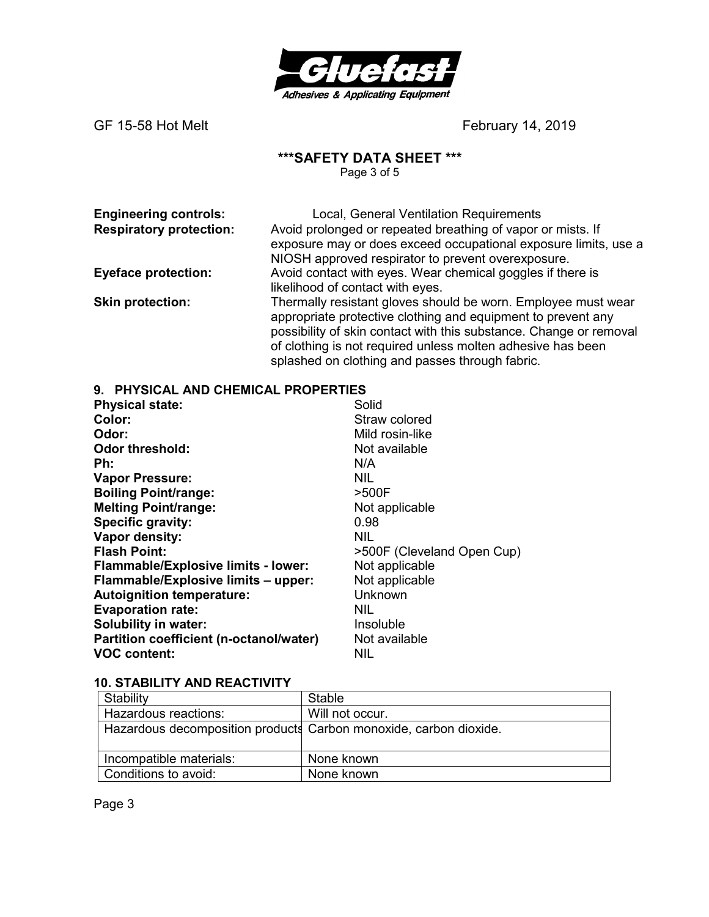**Engineering controls:** Local, General Ventilation Requirements

**Respiratory protection:** Avoid prolonged or repeated breathing of vapor or mists. If exposure may or does exceed occupational exposure limits, use a NIOSH approved respirator to prevent overexposure.

**Eyeface protection:** Avoid contact with eyes. Wear chemical goggles if there is likelihood of contact with eyes.

**Skin protection:** Thermally resistant gloves should be worn. Employee must wear appropriate protective clothing and equipment to prevent any possibility of skin contact with this substance. Change or removal of clothing is not required unless molten adhesive has been splashed on clothing and passes through fabric.

## 9. PHYSICAL AND CHEMICAL PROPERTIES

| | |
|---|---|
| **Physical state:** | Solid |
| **Color:** | Straw colored |
| **Odor:** | Mild rosin-like |
| **Odor threshold:** | Not available |
| **Ph:** | N/A |
| **Vapor Pressure:** | NIL |
| **Boiling Point/range:** | >500F |
| **Melting Point/range:** | Not applicable |
| **Specific gravity:** | 0.98 |
| **Vapor density:** | NIL |
| **Flash Point:** | >500F (Cleveland Open Cup) |
| **Flammable/Explosive limits - lower:** | Not applicable |
| **Flammable/Explosive limits – upper:** | Not applicable |
| **Autoignition temperature:** | Unknown |
| **Evaporation rate:** | NIL |
| **Solubility in water:** | Insoluble |
| **Partition coefficient (n-octanol/water)** | Not available |
| **VOC content:** | NIL |

## 10. STABILITY AND REACTIVITY

| | |
|---|---|
| Stability | Stable |
| Hazardous reactions: | Will not occur. |
| Hazardous decomposition products | Carbon monoxide, carbon dioxide. |
| Incompatible materials: | None known |
| Conditions to avoid: | None known |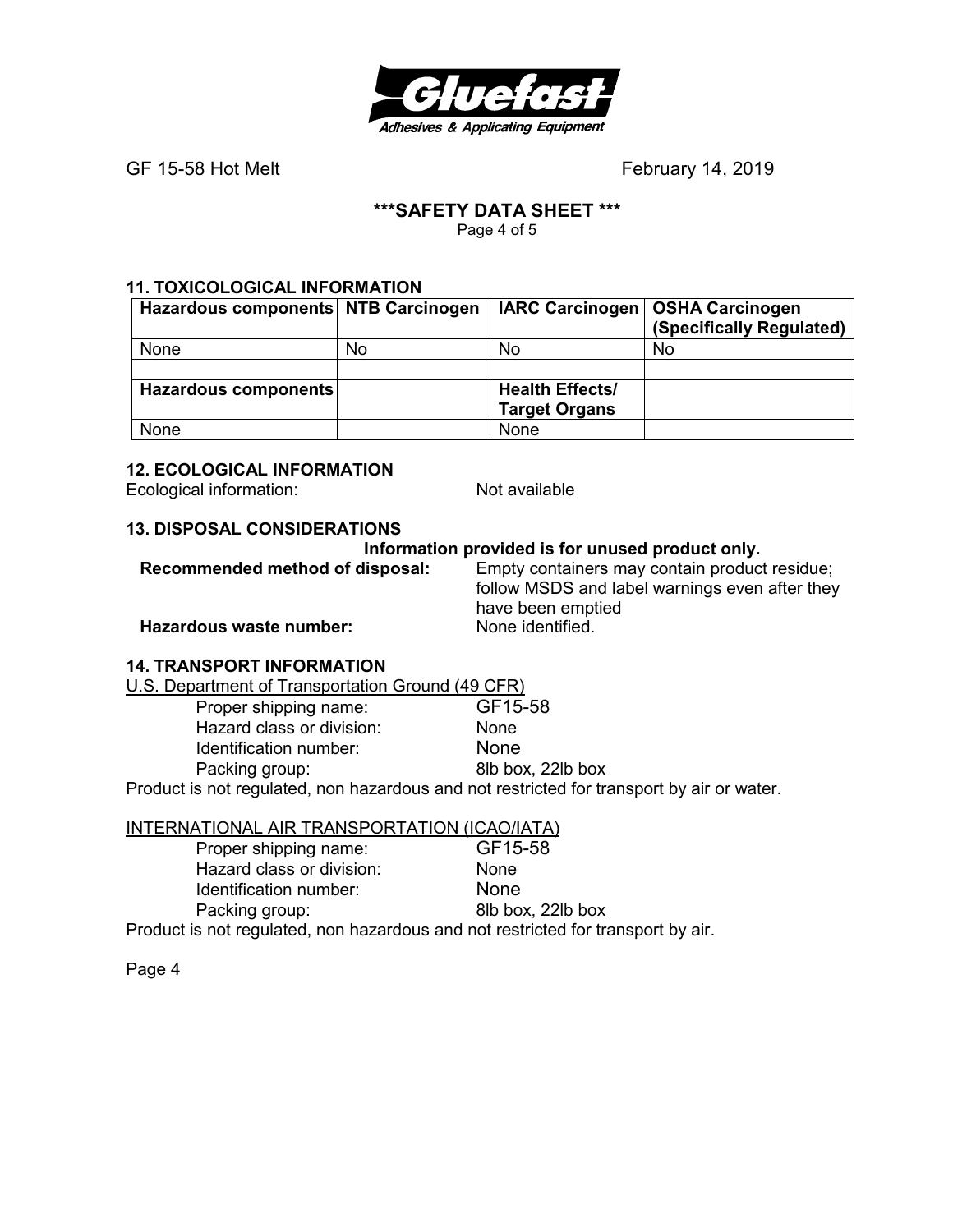GF 15-58 Hot Melt February 14, 2019

**\*\*\*SAFETY DATA SHEET \*\*\***

## 11. TOXICOLOGICAL INFORMATION

| Hazardous components | NTB Carcinogen | IARC Carcinogen | OSHA Carcinogen (Specifically Regulated) |
|---|---|---|---|
| None | No | No | No |
| | | | |
| **Hazardous components** | | **Health Effects/ Target Organs** | |
| None | | None | |

## 12. ECOLOGICAL INFORMATION

Ecological information: Not available

## 13. DISPOSAL CONSIDERATIONS

**Information provided is for unused product only.**

**Recommended method of disposal:** Empty containers may contain product residue; follow MSDS and label warnings even after they have been emptied

**Hazardous waste number:** None identified.

## 14. TRANSPORT INFORMATION

U.S. Department of Transportation Ground (49 CFR)

Proper shipping name: GF15-58
Hazard class or division: None
Identification number: None
Packing group: 8lb box, 22lb box

Product is not regulated, non hazardous and not restricted for transport by air or water.

INTERNATIONAL AIR TRANSPORTATION (ICAO/IATA)

Proper shipping name: GF15-58
Hazard class or division: None
Identification number: None
Packing group: 8lb box, 22lb box

Product is not regulated, non hazardous and not restricted for transport by air.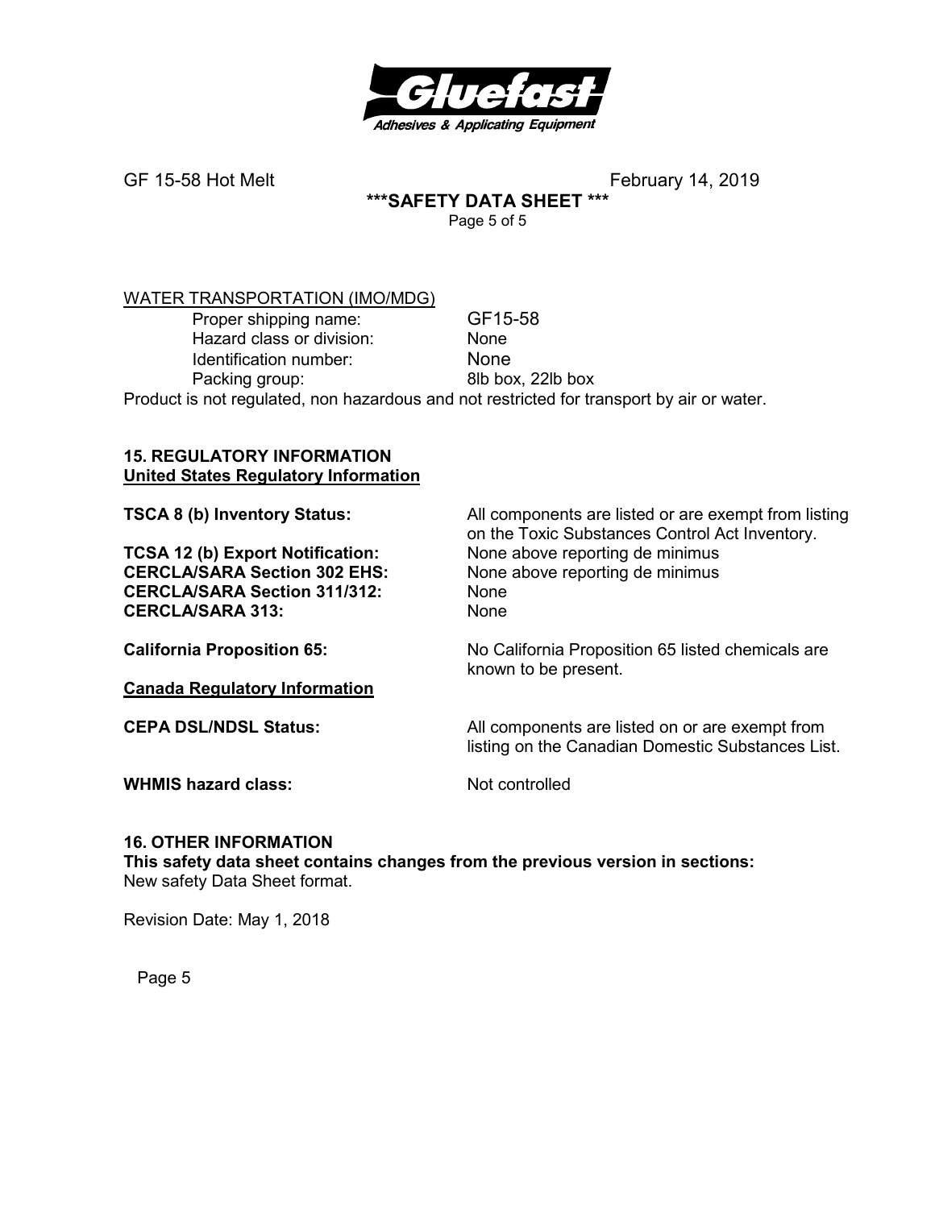WATER TRANSPORTATION (IMO/MDG)

| | |
|---|---|
| Proper shipping name: | GF15-58 |
| Hazard class or division: | None |
| Identification number: | None |
| Packing group: | 8lb box, 22lb box |

Product is not regulated, non hazardous and not restricted for transport by air or water.

## 15. REGULATORY INFORMATION

**United States Regulatory Information**

| | |
|---|---|
| **TSCA 8 (b) Inventory Status:** | All components are listed or are exempt from listing on the Toxic Substances Control Act Inventory. |
| **TCSA 12 (b) Export Notification:** | None above reporting de minimus |
| **CERCLA/SARA Section 302 EHS:** | None above reporting de minimus |
| **CERCLA/SARA Section 311/312:** | None |
| **CERCLA/SARA 313:** | None |
| **California Proposition 65:** | No California Proposition 65 listed chemicals are known to be present. |

**Canada Regulatory Information**

| | |
|---|---|
| **CEPA DSL/NDSL Status:** | All components are listed on or are exempt from listing on the Canadian Domestic Substances List. |
| **WHMIS hazard class:** | Not controlled |

## 16. OTHER INFORMATION

**This safety data sheet contains changes from the previous version in sections:**
New safety Data Sheet format.

Revision Date: May 1, 2018